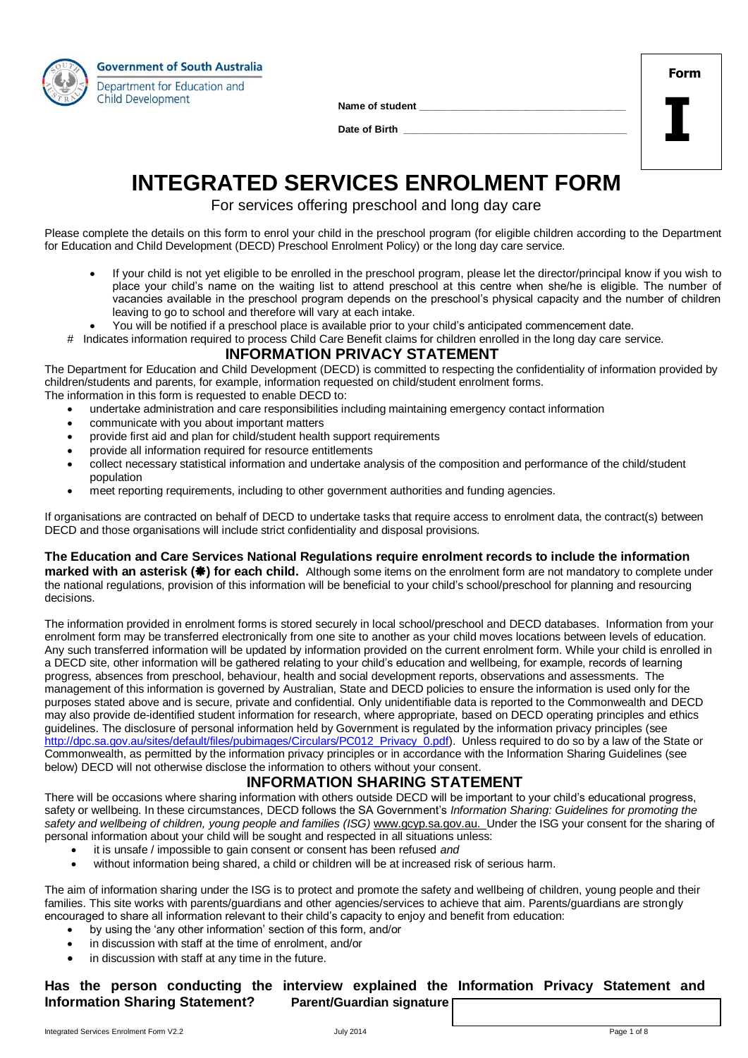Government of South Australia
Department for Education and Child Development

**Name of student** ______________________________

**Date of Birth** ______________________________

**Form I**

# INTEGRATED SERVICES ENROLMENT FORM

For services offering preschool and long day care

Please complete the details on this form to enrol your child in the preschool program (for eligible children according to the Department for Education and Child Development (DECD) Preschool Enrolment Policy) or the long day care service.

- If your child is not yet eligible to be enrolled in the preschool program, please let the director/principal know if you wish to place your child's name on the waiting list to attend preschool at this centre when she/he is eligible. The number of vacancies available in the preschool program depends on the preschool's physical capacity and the number of children leaving to go to school and therefore will vary at each intake.
- You will be notified if a preschool place is available prior to your child's anticipated commencement date.

\# Indicates information required to process Child Care Benefit claims for children enrolled in the long day care service.

## INFORMATION PRIVACY STATEMENT

The Department for Education and Child Development (DECD) is committed to respecting the confidentiality of information provided by children/students and parents, for example, information requested on child/student enrolment forms.
The information in this form is requested to enable DECD to:

- undertake administration and care responsibilities including maintaining emergency contact information
- communicate with you about important matters
- provide first aid and plan for child/student health support requirements
- provide all information required for resource entitlements
- collect necessary statistical information and undertake analysis of the composition and performance of the child/student population
- meet reporting requirements, including to other government authorities and funding agencies.

If organisations are contracted on behalf of DECD to undertake tasks that require access to enrolment data, the contract(s) between DECD and those organisations will include strict confidentiality and disposal provisions.

**The Education and Care Services National Regulations require enrolment records to include the information marked with an asterisk (❋) for each child.** Although some items on the enrolment form are not mandatory to complete under the national regulations, provision of this information will be beneficial to your child's school/preschool for planning and resourcing decisions.

The information provided in enrolment forms is stored securely in local school/preschool and DECD databases. Information from your enrolment form may be transferred electronically from one site to another as your child moves locations between levels of education. Any such transferred information will be updated by information provided on the current enrolment form. While your child is enrolled in a DECD site, other information will be gathered relating to your child's education and wellbeing, for example, records of learning progress, absences from preschool, behaviour, health and social development reports, observations and assessments. The management of this information is governed by Australian, State and DECD policies to ensure the information is used only for the purposes stated above and is secure, private and confidential. Only unidentifiable data is reported to the Commonwealth and DECD may also provide de-identified student information for research, where appropriate, based on DECD operating principles and ethics guidelines. The disclosure of personal information held by Government is regulated by the information privacy principles (see http://dpc.sa.gov.au/sites/default/files/pubimages/Circulars/PC012_Privacy_0.pdf). Unless required to do so by a law of the State or Commonwealth, as permitted by the information privacy principles or in accordance with the Information Sharing Guidelines (see below) DECD will not otherwise disclose the information to others without your consent.

## INFORMATION SHARING STATEMENT

There will be occasions where sharing information with others outside DECD will be important to your child's educational progress, safety or wellbeing. In these circumstances, DECD follows the SA Government's *Information Sharing: Guidelines for promoting the safety and wellbeing of children, young people and families (ISG)* www.gcyp.sa.gov.au. Under the ISG your consent for the sharing of personal information about your child will be sought and respected in all situations unless:

- it is unsafe / impossible to gain consent or consent has been refused *and*
- without information being shared, a child or children will be at increased risk of serious harm.

The aim of information sharing under the ISG is to protect and promote the safety and wellbeing of children, young people and their families. This site works with parents/guardians and other agencies/services to achieve that aim. Parents/guardians are strongly encouraged to share all information relevant to their child's capacity to enjoy and benefit from education:

- by using the 'any other information' section of this form, and/or
- in discussion with staff at the time of enrolment, and/or
- in discussion with staff at any time in the future.

**Has the person conducting the interview explained the Information Privacy Statement and Information Sharing Statement?** **Parent/Guardian signature** ______________________________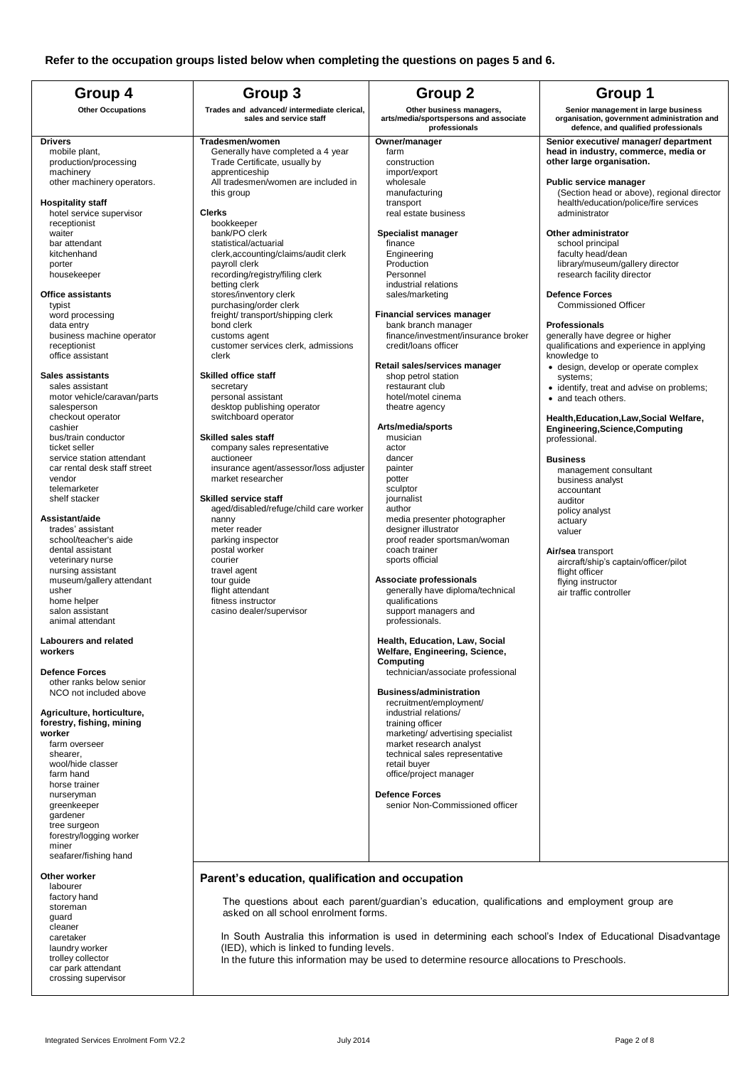**Refer to the occupation groups listed below when completing the questions on pages 5 and 6.**

## Group 4

**Other Occupations**

**Drivers**
- mobile plant,
- production/processing machinery
- other machinery operators.

**Hospitality staff**
- hotel service supervisor
- receptionist
- waiter
- bar attendant
- kitchenhand
- porter
- housekeeper

**Office assistants**
- typist
- word processing
- data entry
- business machine operator
- receptionist
- office assistant

**Sales assistants**
- sales assistant
- motor vehicle/caravan/parts salesperson
- checkout operator
- cashier
- bus/train conductor
- ticket seller
- service station attendant
- car rental desk staff street vendor
- telemarketer
- shelf stacker

**Assistant/aide**
- trades' assistant
- school/teacher's aide
- dental assistant
- veterinary nurse
- nursing assistant
- museum/gallery attendant
- usher
- home helper
- salon assistant
- animal attendant

**Labourers and related workers**

**Defence Forces**
- other ranks below senior NCO not included above

**Agriculture, horticulture, forestry, fishing, mining worker**
- farm overseer
- shearer,
- wool/hide classer
- farm hand
- horse trainer
- nurseryman
- greenkeeper
- gardener
- tree surgeon
- forestry/logging worker
- miner
- seafarer/fishing hand

**Other worker**
- labourer
- factory hand
- storeman
- guard
- cleaner
- caretaker
- laundry worker
- trolley collector
- car park attendant
- crossing supervisor

## Group 3

**Trades and advanced/ intermediate clerical, sales and service staff**

**Tradesmen/women**
Generally have completed a 4 year Trade Certificate, usually by apprenticeship
All tradesmen/women are included in this group

**Clerks**
- bookkeeper
- bank/PO clerk
- statistical/actuarial
- clerk,accounting/claims/audit clerk
- payroll clerk
- recording/registry/filing clerk
- betting clerk
- stores/inventory clerk
- purchasing/order clerk
- freight/ transport/shipping clerk
- bond clerk
- customs agent
- customer services clerk, admissions clerk

**Skilled office staff**
- secretary
- personal assistant
- desktop publishing operator
- switchboard operator

**Skilled sales staff**
- company sales representative
- auctioneer
- insurance agent/assessor/loss adjuster
- market researcher

**Skilled service staff**
- aged/disabled/refuge/child care worker
- nanny
- meter reader
- parking inspector
- postal worker
- courier
- travel agent
- tour guide
- flight attendant
- fitness instructor
- casino dealer/supervisor

## Group 2

**Other business managers, arts/media/sportspersons and associate professionals**

**Owner/manager**
- farm
- construction
- import/export
- wholesale
- manufacturing
- transport
- real estate business

**Specialist manager**
- finance
- Engineering
- Production
- Personnel
- industrial relations
- sales/marketing

**Financial services manager**
- bank branch manager
- finance/investment/insurance broker
- credit/loans officer

**Retail sales/services manager**
- shop petrol station
- restaurant club
- hotel/motel cinema
- theatre agency

**Arts/media/sports**
- musician
- actor
- dancer
- painter
- potter
- sculptor
- journalist
- author
- media presenter photographer
- designer illustrator
- proof reader sportsman/woman
- coach trainer
- sports official

**Associate professionals**
generally have diploma/technical qualifications support managers and professionals.

**Health, Education, Law, Social Welfare, Engineering, Science, Computing**
- technician/associate professional

**Business/administration**
- recruitment/employment/
- industrial relations/
- training officer
- marketing/ advertising specialist
- market research analyst
- technical sales representative
- retail buyer
- office/project manager

**Defence Forces**
- senior Non-Commissioned officer

## Group 1

**Senior management in large business organisation, government administration and defence, and qualified professionals**

**Senior executive/ manager/ department head in industry, commerce, media or other large organisation.**

**Public service manager**
(Section head or above), regional director health/education/police/fire services administrator

**Other administrator**
- school principal
- faculty head/dean
- library/museum/gallery director
- research facility director

**Defence Forces**
- Commissioned Officer

**Professionals**
generally have degree or higher qualifications and experience in applying knowledge to
- design, develop or operate complex systems;
- identify, treat and advise on problems;
- and teach others.

**Health,Education,Law,Social Welfare, Engineering,Science,Computing** professional.

**Business**
- management consultant
- business analyst
- accountant
- auditor
- policy analyst
- actuary
- valuer

**Air/sea** transport
- aircraft/ship's captain/officer/pilot
- flight officer
- flying instructor
- air traffic controller

## Parent's education, qualification and occupation

The questions about each parent/guardian's education, qualifications and employment group are asked on all school enrolment forms.

In South Australia this information is used in determining each school's Index of Educational Disadvantage (IED), which is linked to funding levels.
In the future this information may be used to determine resource allocations to Preschools.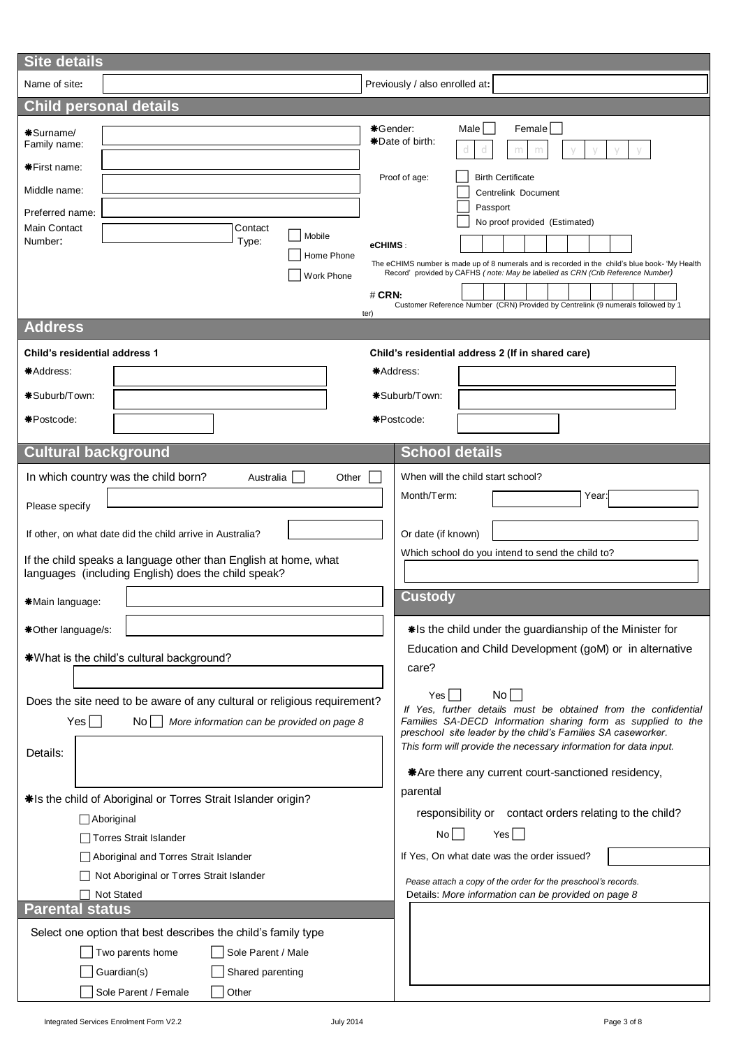## Site details

Name of site: ______ Previously / also enrolled at: ______

## Child personal details

✱Surname/ Family name: ______

✱First name: ______

Middle name: ______

Preferred name: ______

Main Contact Number: ______ Contact Type: ☐ Mobile ☐ Home Phone ☐ Work Phone

✱Gender: Male ☐ Female ☐

✱Date of birth: d d / m m / y y y y

Proof of age: ☐ Birth Certificate ☐ Centrelink Document ☐ Passport ☐ No proof provided (Estimated)

**eCHIMS**: ______

The eCHIMS number is made up of 8 numerals and is recorded in the child's blue book- 'My Health Record' provided by CAFHS *( note: May be labelled as CRN (Crib Reference Number)*

# **CRN:** ______

Customer Reference Number (CRN) Provided by Centrelink (9 numerals followed by 1 ter)

## Address

**Child's residential address 1**

✱Address: ______

✱Suburb/Town: ______

✱Postcode: ______

**Child's residential address 2 (If in shared care)**

✱Address: ______

✱Suburb/Town: ______

✱Postcode: ______

## Cultural background

In which country was the child born? Australia ☐ Other ☐

Please specify ______

If other, on what date did the child arrive in Australia? ______

If the child speaks a language other than English at home, what languages (including English) does the child speak?

✱Main language: ______

✱Other language/s: ______

✱What is the child's cultural background?

______

Does the site need to be aware of any cultural or religious requirement?

Yes ☐ No ☐ *More information can be provided on page 8*

Details: ______

✱Is the child of Aboriginal or Torres Strait Islander origin?

- ☐ Aboriginal
- ☐ Torres Strait Islander
- ☐ Aboriginal and Torres Strait Islander
- ☐ Not Aboriginal or Torres Strait Islander
- ☐ Not Stated

## School details

When will the child start school?

Month/Term: ______ Year: ______

Or date (if known) ______

Which school do you intend to send the child to?

______

## Custody

✱Is the child under the guardianship of the Minister for Education and Child Development (goM) or in alternative care?

Yes ☐ No ☐

*If Yes, further details must be obtained from the confidential Families SA-DECD Information sharing form as supplied to the preschool site leader by the child's Families SA caseworker.*

*This form will provide the necessary information for data input.*

✱Are there any current court-sanctioned residency, parental responsibility or contact orders relating to the child?

No ☐ Yes ☐

If Yes, On what date was the order issued? ______

*Pease attach a copy of the order for the preschool's records.*

Details: *More information can be provided on page 8*

______

## Parental status

Select one option that best describes the child's family type

- ☐ Two parents home
- ☐ Sole Parent / Male
- ☐ Guardian(s)
- ☐ Shared parenting
- ☐ Sole Parent / Female
- ☐ Other

Integrated Services Enrolment Form V2.2 July 2014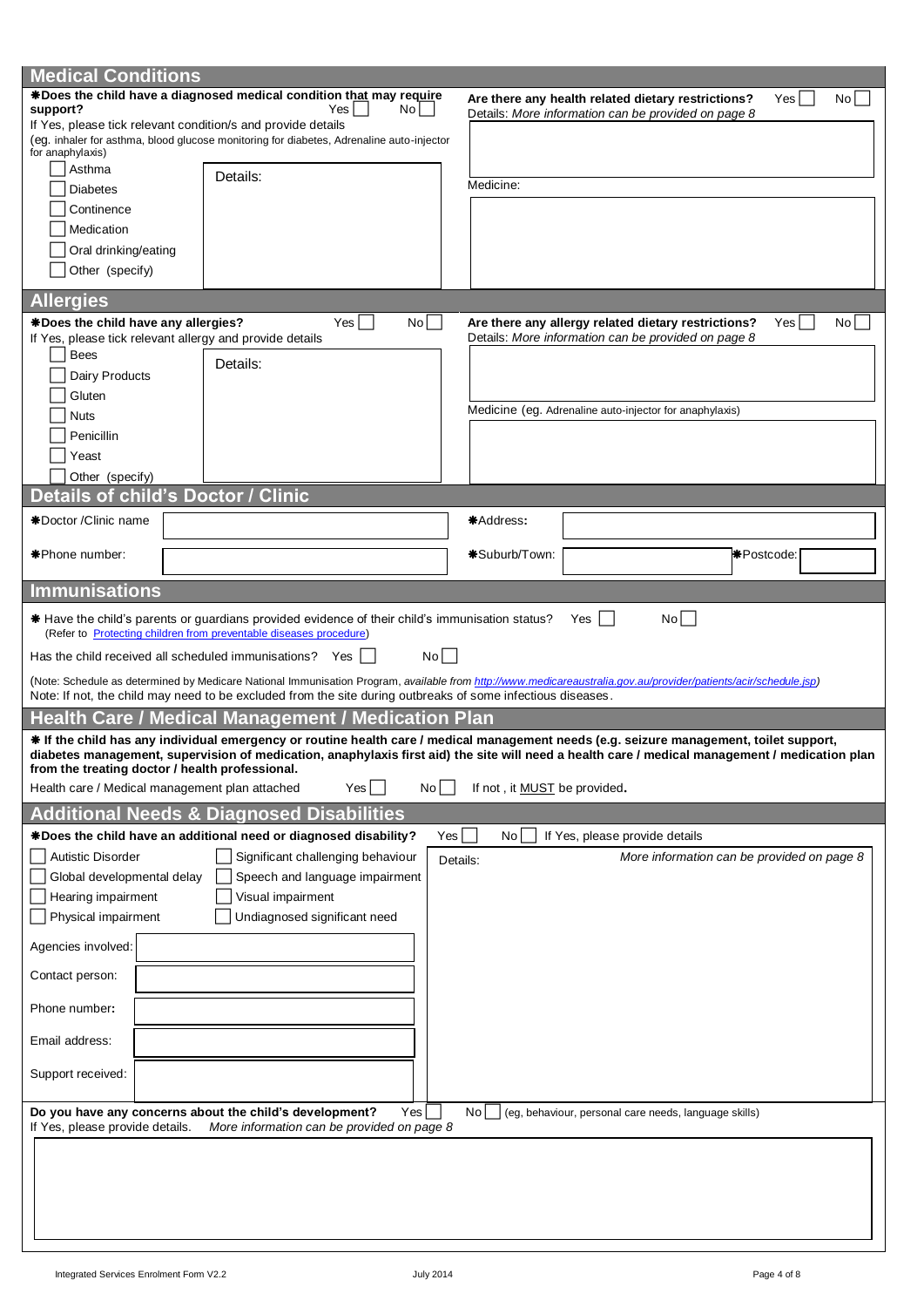## Medical Conditions

✱**Does the child have a diagnosed medical condition that may require support?** Yes ☐ No ☐

If Yes, please tick relevant condition/s and provide details

(eg. inhaler for asthma, blood glucose monitoring for diabetes, Adrenaline auto-injector for anaphylaxis)

- ☐ Asthma
- ☐ Diabetes
- ☐ Continence
- ☐ Medication
- ☐ Oral drinking/eating
- ☐ Other (specify)

Details:

**Are there any health related dietary restrictions?** Yes ☐ No ☐

Details: *More information can be provided on page 8*

Medicine:

## Allergies

✱**Does the child have any allergies?** Yes ☐ No ☐

If Yes, please tick relevant allergy and provide details

- ☐ Bees
- ☐ Dairy Products
- ☐ Gluten
- ☐ Nuts
- ☐ Penicillin
- ☐ Yeast
- ☐ Other (specify)

Details:

**Are there any allergy related dietary restrictions?** Yes ☐ No ☐

Details: *More information can be provided on page 8*

Medicine (eg. Adrenaline auto-injector for anaphylaxis)

## Details of child's Doctor / Clinic

| | | | |
|---|---|---|---|
| ✱Doctor /Clinic name | | ✱Address: | |
| ✱Phone number: | | ✱Suburb/Town: | ✱Postcode: |

## Immunisations

✱ Have the child's parents or guardians provided evidence of their child's immunisation status? Yes ☐ No ☐
(Refer to Protecting children from preventable diseases procedure)

Has the child received all scheduled immunisations? Yes ☐ No ☐

(Note: Schedule as determined by Medicare National Immunisation Program, *available from http://www.medicareaustralia.gov.au/provider/patients/acir/schedule.jsp*)

Note: If not, the child may need to be excluded from the site during outbreaks of some infectious diseases.

## Health Care / Medical Management / Medication Plan

✱ **If the child has any individual emergency or routine health care / medical management needs (e.g. seizure management, toilet support, diabetes management, supervision of medication, anaphylaxis first aid) the site will need a health care / medical management / medication plan from the treating doctor / health professional.**

Health care / Medical management plan attached Yes ☐ No ☐ If not , it MUST be provided.

## Additional Needs & Diagnosed Disabilities

✱**Does the child have an additional need or diagnosed disability?** Yes ☐ No ☐ If Yes, please provide details

- ☐ Autistic Disorder
- ☐ Significant challenging behaviour
- ☐ Global developmental delay
- ☐ Speech and language impairment
- ☐ Hearing impairment
- ☐ Visual impairment
- ☐ Physical impairment
- ☐ Undiagnosed significant need

Details: *More information can be provided on page 8*

Agencies involved:

Contact person:

Phone number:

Email address:

Support received:

**Do you have any concerns about the child's development?** Yes ☐ No ☐ (eg, behaviour, personal care needs, language skills)

If Yes, please provide details. *More information can be provided on page 8*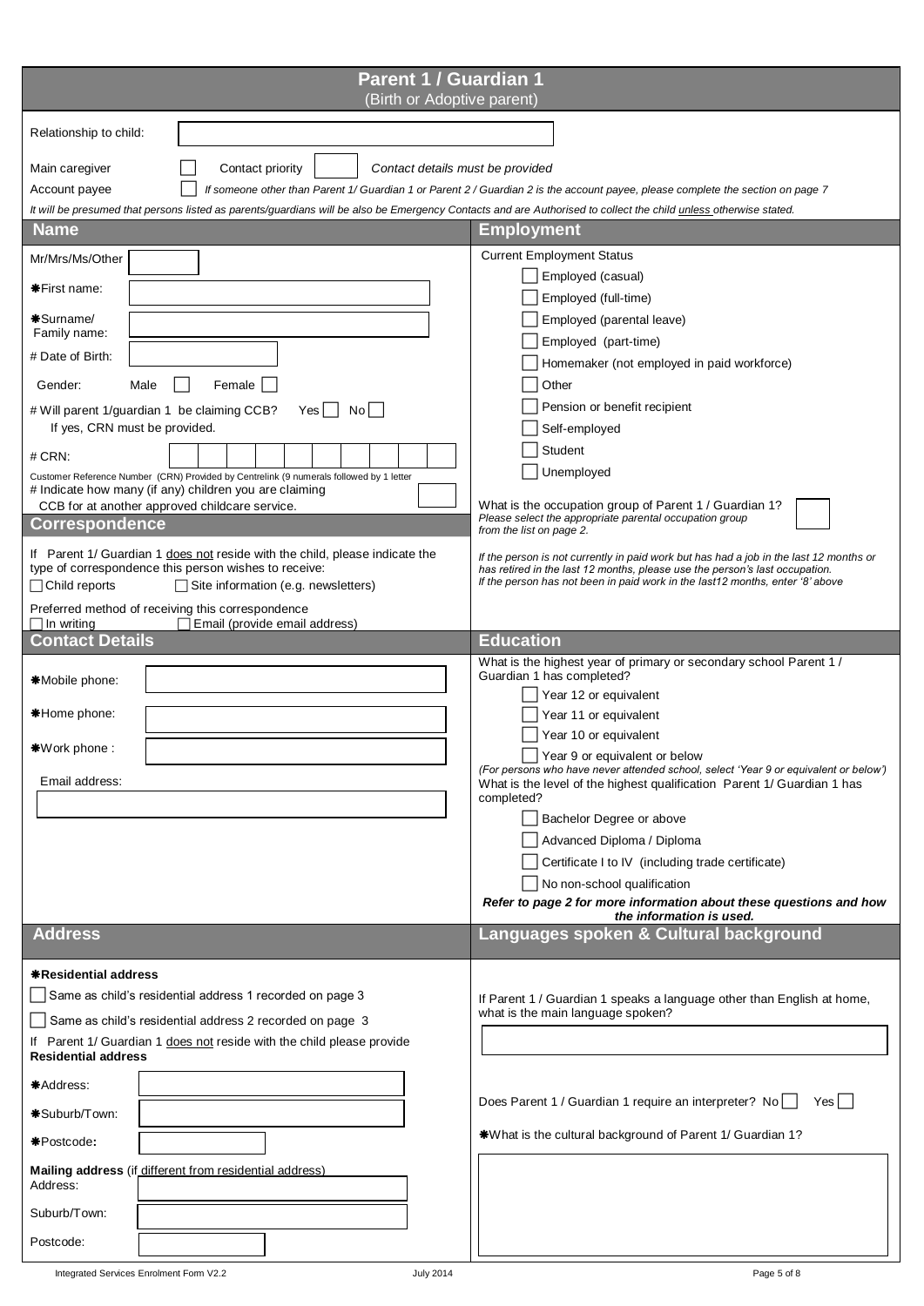# Parent 1 / Guardian 1

(Birth or Adoptive parent)

Relationship to child: ______________________

Main caregiver ☐ Contact priority ☐ *Contact details must be provided*

Account payee ☐ *If someone other than Parent 1/ Guardian 1 or Parent 2 / Guardian 2 is the account payee, please complete the section on page 7*

*It will be presumed that persons listed as parents/guardians will be also be Emergency Contacts and are Authorised to collect the child unless otherwise stated.*

## Name

Mr/Mrs/Ms/Other ______

✱First name: ______________________

✱Surname/ Family name: ______________________

# Date of Birth: ______________

Gender: Male ☐ Female ☐

# Will parent 1/guardian 1 be claiming CCB? Yes ☐ No ☐
If yes, CRN must be provided.

# CRN: ☐☐☐☐☐☐☐☐☐☐

Customer Reference Number (CRN) Provided by Centrelink (9 numerals followed by 1 letter

# Indicate how many (if any) children you are claiming CCB for at another approved childcare service. ☐

## Correspondence

If Parent 1/ Guardian 1 does not reside with the child, please indicate the type of correspondence this person wishes to receive:

☐ Child reports ☐ Site information (e.g. newsletters)

Preferred method of receiving this correspondence

☐ In writing ☐ Email (provide email address)

## Contact Details

✱Mobile phone: ______________________

✱Home phone: ______________________

✱Work phone : ______________________

Email address: ______________________

## Address

**✱Residential address**

☐ Same as child's residential address 1 recorded on page 3

☐ Same as child's residential address 2 recorded on page 3

If Parent 1/ Guardian 1 does not reside with the child please provide **Residential address**

✱Address: ______________________

✱Suburb/Town: ______________________

✱Postcode**:** ______________

**Mailing address** (if different from residential address)

Address: ______________________

Suburb/Town: ______________________

Postcode: ______________

## Employment

Current Employment Status

- ☐ Employed (casual)
- ☐ Employed (full-time)
- ☐ Employed (parental leave)
- ☐ Employed (part-time)
- ☐ Homemaker (not employed in paid workforce)
- ☐ Other
- ☐ Pension or benefit recipient
- ☐ Self-employed
- ☐ Student
- ☐ Unemployed

What is the occupation group of Parent 1 / Guardian 1? ☐
*Please select the appropriate parental occupation group from the list on page 2.*

*If the person is not currently in paid work but has had a job in the last 12 months or has retired in the last 12 months, please use the person's last occupation. If the person has not been in paid work in the last12 months, enter '8' above*

## Education

What is the highest year of primary or secondary school Parent 1 / Guardian 1 has completed?

- ☐ Year 12 or equivalent
- ☐ Year 11 or equivalent
- ☐ Year 10 or equivalent
- ☐ Year 9 or equivalent or below

*(For persons who have never attended school, select 'Year 9 or equivalent or below')*

What is the level of the highest qualification Parent 1/ Guardian 1 has completed?

- ☐ Bachelor Degree or above
- ☐ Advanced Diploma / Diploma
- ☐ Certificate I to IV (including trade certificate)
- ☐ No non-school qualification

***Refer to page 2 for more information about these questions and how the information is used.***

## Languages spoken & Cultural background

If Parent 1 / Guardian 1 speaks a language other than English at home, what is the main language spoken?

______________________

Does Parent 1 / Guardian 1 require an interpreter? No ☐ Yes ☐

✱What is the cultural background of Parent 1/ Guardian 1?

______________________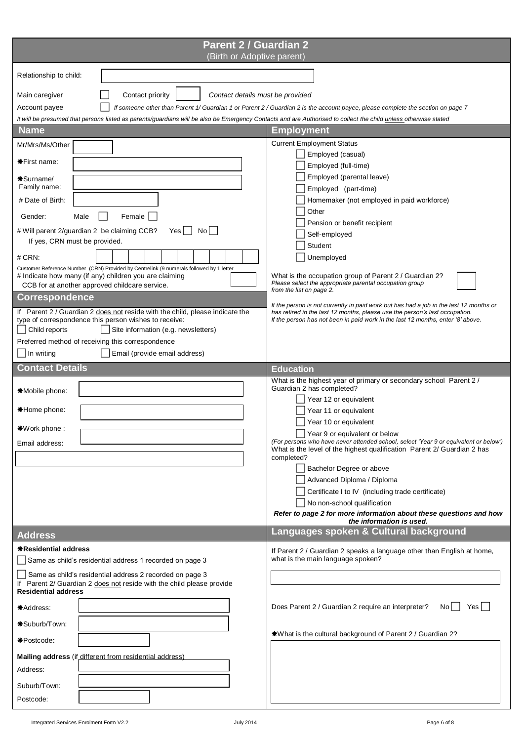# Parent 2 / Guardian 2
(Birth or Adoptive parent)

Relationship to child: ____________________

Main caregiver ☐ Contact priority ☐ *Contact details must be provided*

Account payee ☐ *If someone other than Parent 1/ Guardian 1 or Parent 2 / Guardian 2 is the account payee, please complete the section on page 7*

*It will be presumed that persons listed as parents/guardians will be also be Emergency Contacts and are Authorised to collect the child unless otherwise stated*

## Name

Mr/Mrs/Ms/Other ____________________

✱First name: ____________________

✱Surname/ Family name: ____________________

# Date of Birth: ____________________

Gender: Male ☐ Female ☐

# Will parent 2/guardian 2 be claiming CCB? Yes ☐ No ☐
If yes, CRN must be provided.

# CRN: ☐☐☐☐☐☐☐☐☐☐

Customer Reference Number (CRN) Provided by Centrelink (9 numerals followed by 1 letter

# Indicate how many (if any) children you are claiming CCB for at another approved childcare service. ☐

## Correspondence

If Parent 2 / Guardian 2 does not reside with the child, please indicate the type of correspondence this person wishes to receive:

☐ Child reports ☐ Site information (e.g. newsletters)

Preferred method of receiving this correspondence

☐ In writing ☐ Email (provide email address)

## Contact Details

✱Mobile phone: ____________________

✱Home phone: ____________________

✱Work phone : ____________________

Email address: ____________________

## Address

**✱Residential address**

☐ Same as child's residential address 1 recorded on page 3

☐ Same as child's residential address 2 recorded on page 3

If Parent 2/ Guardian 2 does not reside with the child please provide **Residential address**

✱Address: ____________________

✱Suburb/Town: ____________________

✱Postcode: ____________________

**Mailing address** (if different from residential address)

Address: ____________________

Suburb/Town: ____________________

Postcode: ____________________

## Employment

Current Employment Status

- ☐ Employed (casual)
- ☐ Employed (full-time)
- ☐ Employed (parental leave)
- ☐ Employed (part-time)
- ☐ Homemaker (not employed in paid workforce)
- ☐ Other
- ☐ Pension or benefit recipient
- ☐ Self-employed
- ☐ Student
- ☐ Unemployed

What is the occupation group of Parent 2 / Guardian 2? ☐
*Please select the appropriate parental occupation group from the list on page 2.*

*If the person is not currently in paid work but has had a job in the last 12 months or has retired in the last 12 months, please use the person's last occupation. If the person has not been in paid work in the last 12 months, enter '8' above.*

## Education

What is the highest year of primary or secondary school Parent 2 / Guardian 2 has completed?

- ☐ Year 12 or equivalent
- ☐ Year 11 or equivalent
- ☐ Year 10 or equivalent
- ☐ Year 9 or equivalent or below

*(For persons who have never attended school, select 'Year 9 or equivalent or below')*

What is the level of the highest qualification Parent 2/ Guardian 2 has completed?

- ☐ Bachelor Degree or above
- ☐ Advanced Diploma / Diploma
- ☐ Certificate I to IV (including trade certificate)
- ☐ No non-school qualification

***Refer to page 2 for more information about these questions and how the information is used.***

## Languages spoken & Cultural background

If Parent 2 / Guardian 2 speaks a language other than English at home, what is the main language spoken?

____________________

Does Parent 2 / Guardian 2 require an interpreter? No ☐ Yes ☐

✱What is the cultural background of Parent 2 / Guardian 2?

____________________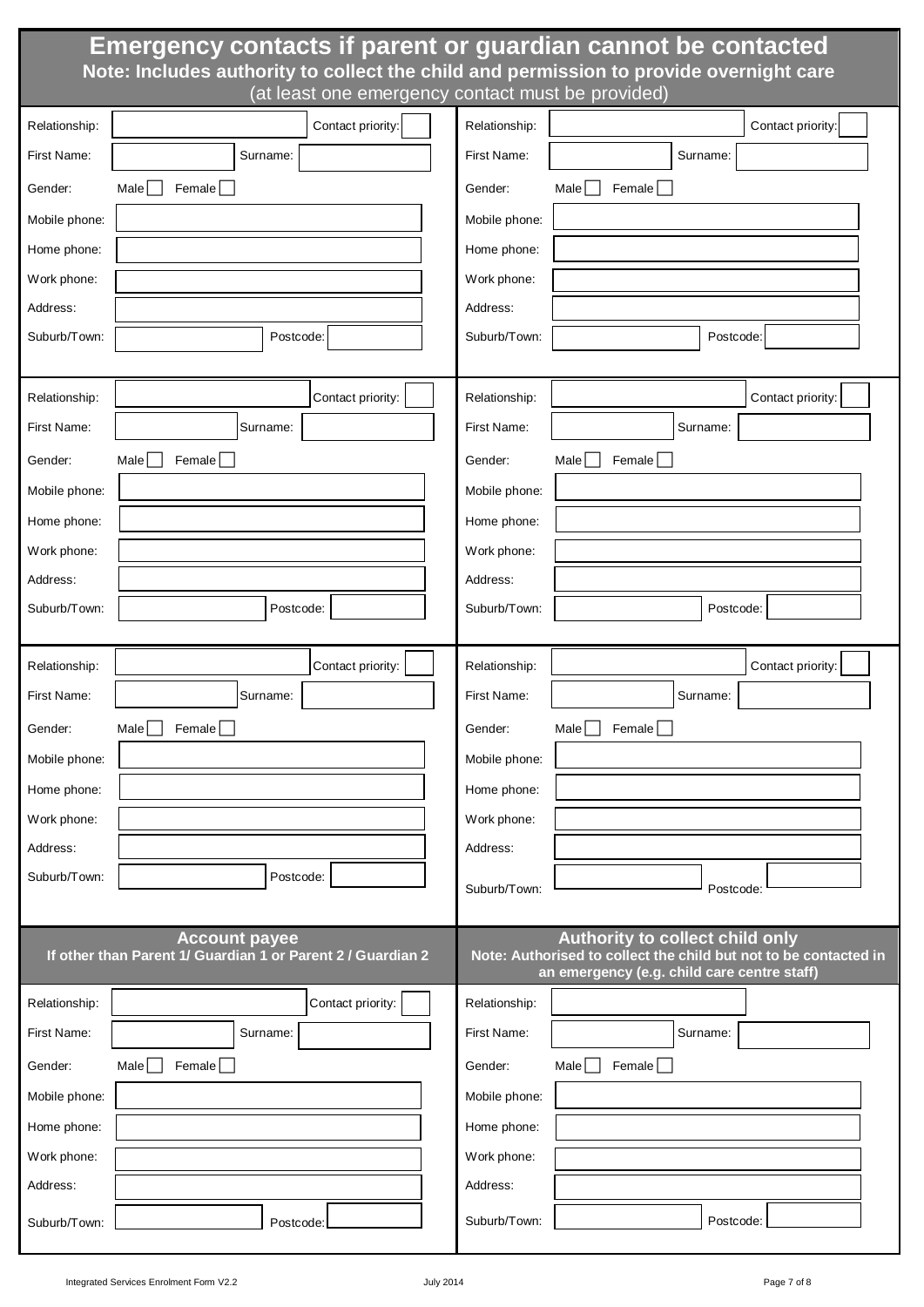# Emergency contacts if parent or guardian cannot be contacted

**Note: Includes authority to collect the child and permission to provide overnight care**

(at least one emergency contact must be provided)

| | |
|---|---|
| Relationship: ______ Contact priority: ___ | Relationship: ______ Contact priority: ___ |
| First Name: ______ Surname: ______ | First Name: ______ Surname: ______ |
| Gender: Male ☐ Female ☐ | Gender: Male ☐ Female ☐ |
| Mobile phone: ______ | Mobile phone: ______ |
| Home phone: ______ | Home phone: ______ |
| Work phone: ______ | Work phone: ______ |
| Address: ______ | Address: ______ |
| Suburb/Town: ______ Postcode: ______ | Suburb/Town: ______ Postcode: ______ |

| | |
|---|---|
| Relationship: ______ Contact priority: ___ | Relationship: ______ Contact priority: ___ |
| First Name: ______ Surname: ______ | First Name: ______ Surname: ______ |
| Gender: Male ☐ Female ☐ | Gender: Male ☐ Female ☐ |
| Mobile phone: ______ | Mobile phone: ______ |
| Home phone: ______ | Home phone: ______ |
| Work phone: ______ | Work phone: ______ |
| Address: ______ | Address: ______ |
| Suburb/Town: ______ Postcode: ______ | Suburb/Town: ______ Postcode: ______ |

| | |
|---|---|
| Relationship: ______ Contact priority: ___ | Relationship: ______ Contact priority: ___ |
| First Name: ______ Surname: ______ | First Name: ______ Surname: ______ |
| Gender: Male ☐ Female ☐ | Gender: Male ☐ Female ☐ |
| Mobile phone: ______ | Mobile phone: ______ |
| Home phone: ______ | Home phone: ______ |
| Work phone: ______ | Work phone: ______ |
| Address: ______ | Address: ______ |
| Suburb/Town: ______ Postcode: ______ | Suburb/Town: ______ Postcode: ______ |

| **Account payee**<br>**If other than Parent 1/ Guardian 1 or Parent 2 / Guardian 2** | **Authority to collect child only**<br>**Note: Authorised to collect the child but not to be contacted in an emergency (e.g. child care centre staff)** |
|---|---|
| Relationship: ______ Contact priority: ___ | Relationship: ______ |
| First Name: ______ Surname: ______ | First Name: ______ Surname: ______ |
| Gender: Male ☐ Female ☐ | Gender: Male ☐ Female ☐ |
| Mobile phone: ______ | Mobile phone: ______ |
| Home phone: ______ | Home phone: ______ |
| Work phone: ______ | Work phone: ______ |
| Address: ______ | Address: ______ |
| Suburb/Town: ______ Postcode: ______ | Suburb/Town: ______ Postcode: ______ |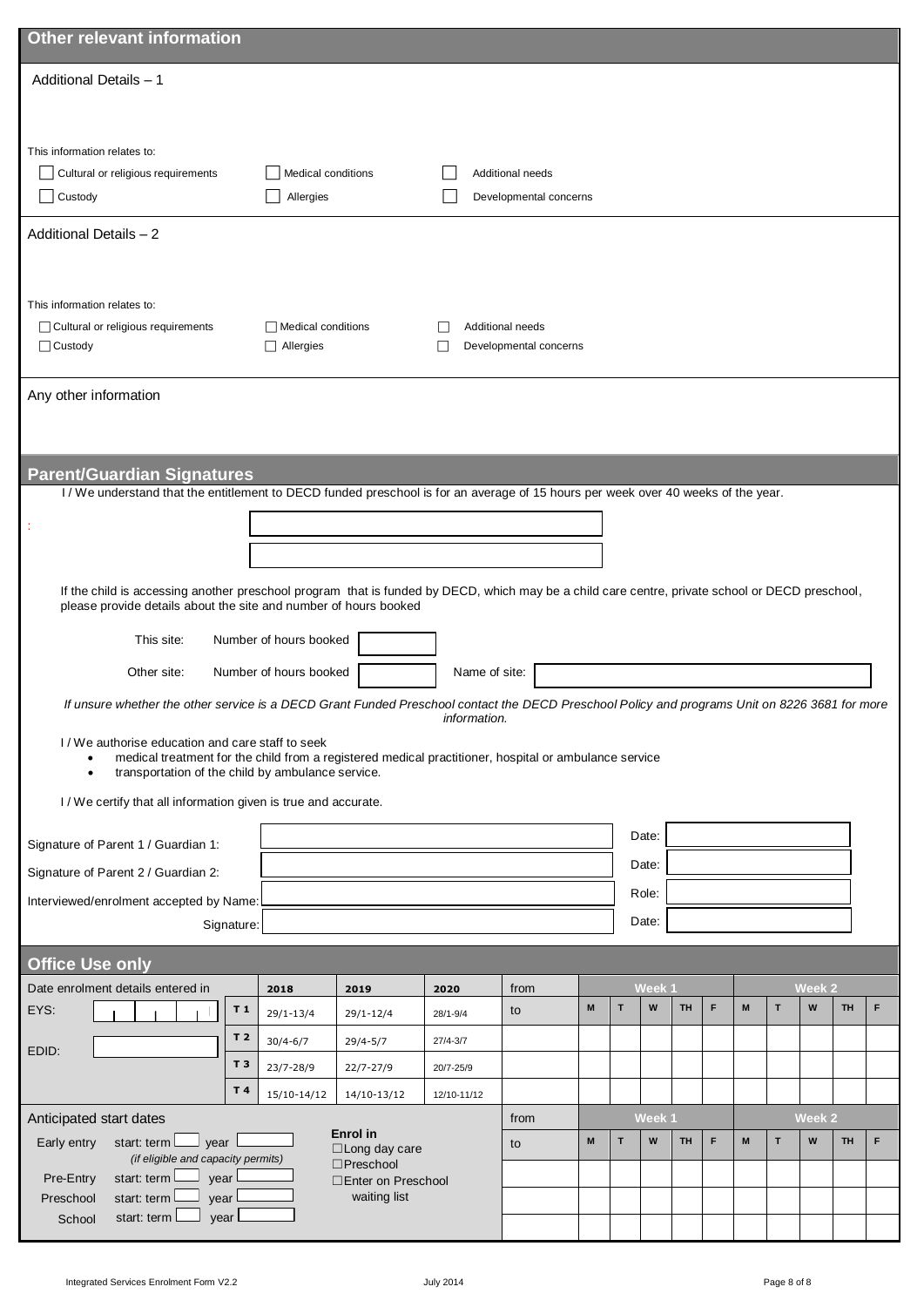## Other relevant information

Additional Details – 1

This information relates to:

- ☐ Cultural or religious requirements
- ☐ Medical conditions
- ☐ Additional needs
- ☐ Custody
- ☐ Allergies
- ☐ Developmental concerns

Additional Details – 2

This information relates to:

- ☐ Cultural or religious requirements
- ☐ Medical conditions
- ☐ Additional needs
- ☐ Custody
- ☐ Allergies
- ☐ Developmental concerns

Any other information

## Parent/Guardian Signatures

I / We understand that the entitlement to DECD funded preschool is for an average of 15 hours per week over 40 weeks of the year.

:

If the child is accessing another preschool program that is funded by DECD, which may be a child care centre, private school or DECD preschool, please provide details about the site and number of hours booked

This site: Number of hours booked

Other site: Number of hours booked Name of site:

*If unsure whether the other service is a DECD Grant Funded Preschool contact the DECD Preschool Policy and programs Unit on 8226 3681 for more information.*

I / We authorise education and care staff to seek

- medical treatment for the child from a registered medical practitioner, hospital or ambulance service
- transportation of the child by ambulance service.

I / We certify that all information given is true and accurate.

Signature of Parent 1 / Guardian 1: Date:

Signature of Parent 2 / Guardian 2: Date:

Interviewed/enrolment accepted by Name: Role:

Signature: Date:

## Office Use only

| Date enrolment details entered in | | 2018 | 2019 | 2020 | from | Week 1 | | | | | Week 2 | | | | |
|---|---|---|---|---|---|---|---|---|---|---|---|---|---|---|---|
| EYS: | T 1 | 29/1-13/4 | 29/1-12/4 | 28/1-9/4 | to | M | T | W | TH | F | M | T | W | TH | F |
| EDID: | T 2 | 30/4-6/7 | 29/4-5/7 | 27/4-3/7 | | | | | | | | | | | |
| | T 3 | 23/7-28/9 | 22/7-27/9 | 20/7-25/9 | | | | | | | | | | | |
| | T 4 | 15/10-14/12 | 14/10-13/12 | 12/10-11/12 | | | | | | | | | | | |

| Anticipated start dates | | from | Week 1 | | | | | Week 2 | | | | |
|---|---|---|---|---|---|---|---|---|---|---|---|---|
| Early entry start: term ___ year ___ (if eligible and capacity permits) | **Enrol in** ☐ Long day care ☐ Preschool ☐ Enter on Preschool waiting list | to | M | T | W | TH | F | M | T | W | TH | F |
| Pre-Entry start: term ___ year ___ | | | | | | | | | | | | |
| Preschool start: term ___ year ___ | | | | | | | | | | | | |
| School start: term ___ year ___ | | | | | | | | | | | | |